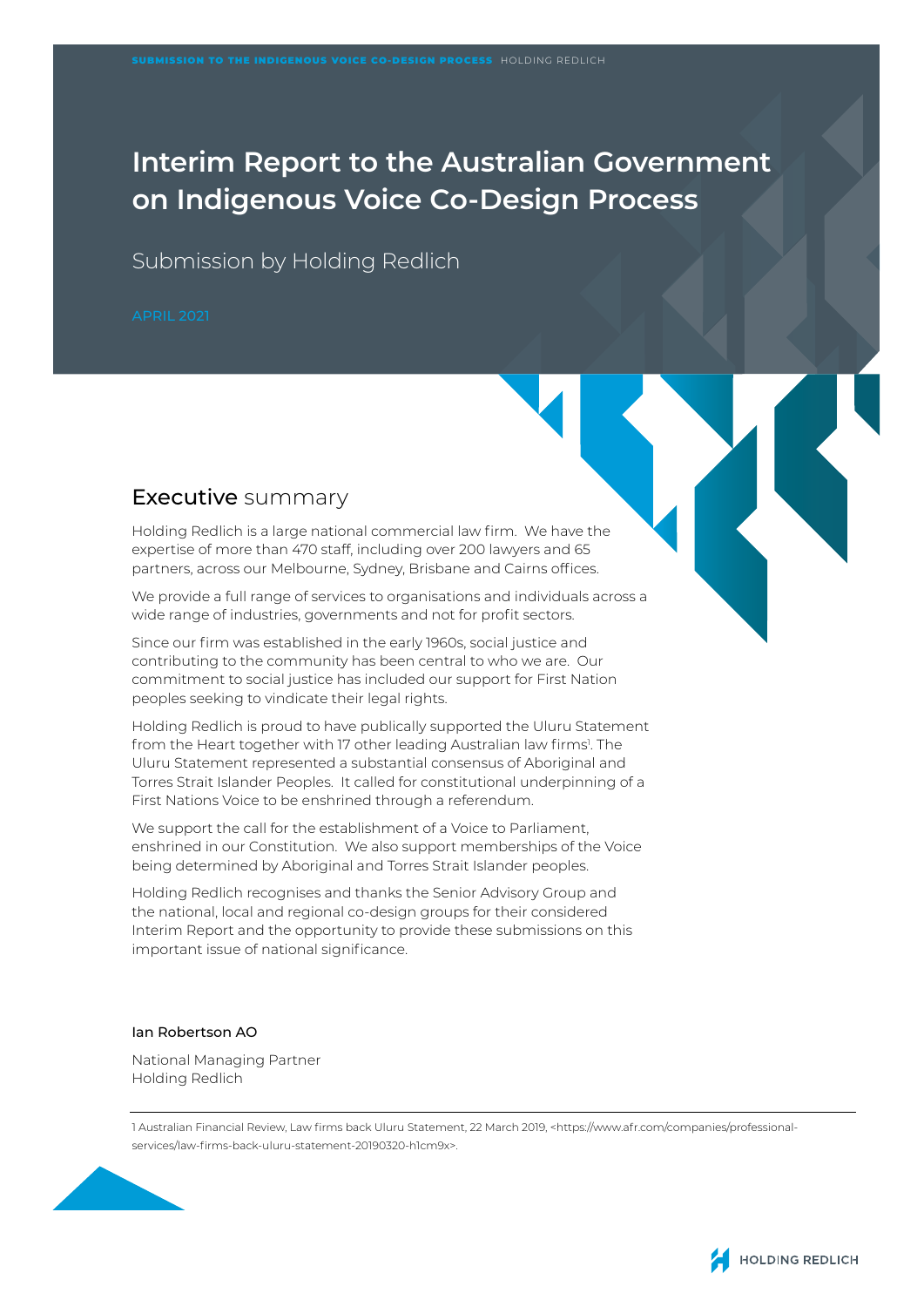# Interim Report to the Australian Government on Indigenous Voice Co-Design Process

Submission by Holding Redlich

APRIL 2021

## Executive summary

Holding Redlich is a large national commercial law firm. We have the expertise of more than 470 staff, including over 200 lawyers and 65 partners, across our Melbourne, Sydney, Brisbane and Cairns offices.

We provide a full range of services to organisations and individuals across a wide range of industries, governments and not for profit sectors.

Since our firm was established in the early 1960s, social justice and contributing to the community has been central to who we are. Our commitment to social justice has included our support for First Nation peoples seeking to vindicate their legal rights.

Holding Redlich is proud to have publically supported the Uluru Statement from the Heart together with 17 other leading Australian law firms[1]. The Uluru Statement represented a substantial consensus of Aboriginal and Torres Strait Islander Peoples. It called for constitutional underpinning of a First Nations Voice to be enshrined through a referendum.

We support the call for the establishment of a Voice to Parliament, enshrined in our Constitution. We also support memberships of the Voice being determined by Aboriginal and Torres Strait Islander peoples.

Holding Redlich recognises and thanks the Senior Advisory Group and the national, local and regional co-design groups for their considered Interim Report and the opportunity to provide these submissions on this important issue of national significance.

**Ian Robertson AO**

National Managing Partner
Holding Redlich

---

1 Australian Financial Review, Law firms back Uluru Statement, 22 March 2019, <https://www.afr.com/companies/professional-services/law-firms-back-uluru-statement-20190320-h1cm9x>.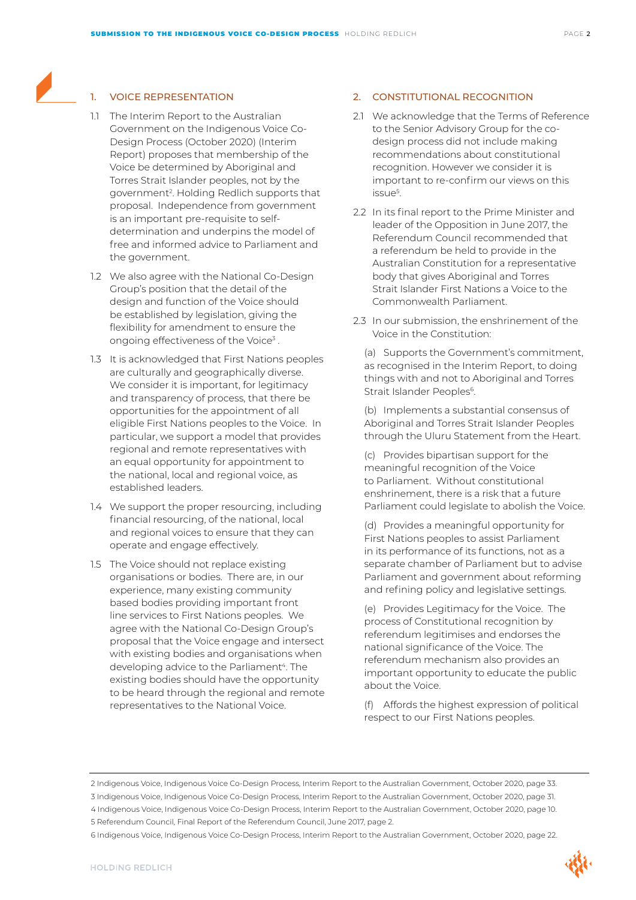## 1. VOICE REPRESENTATION

1.1 The Interim Report to the Australian Government on the Indigenous Voice Co-Design Process (October 2020) (Interim Report) proposes that membership of the Voice be determined by Aboriginal and Torres Strait Islander peoples, not by the government[2]. Holding Redlich supports that proposal. Independence from government is an important pre-requisite to self-determination and underpins the model of free and informed advice to Parliament and the government.

1.2 We also agree with the National Co-Design Group's position that the detail of the design and function of the Voice should be established by legislation, giving the flexibility for amendment to ensure the ongoing effectiveness of the Voice[3].

1.3 It is acknowledged that First Nations peoples are culturally and geographically diverse. We consider it is important, for legitimacy and transparency of process, that there be opportunities for the appointment of all eligible First Nations peoples to the Voice. In particular, we support a model that provides regional and remote representatives with an equal opportunity for appointment to the national, local and regional voice, as established leaders.

1.4 We support the proper resourcing, including financial resourcing, of the national, local and regional voices to ensure that they can operate and engage effectively.

1.5 The Voice should not replace existing organisations or bodies. There are, in our experience, many existing community based bodies providing important front line services to First Nations peoples. We agree with the National Co-Design Group's proposal that the Voice engage and intersect with existing bodies and organisations when developing advice to the Parliament[4]. The existing bodies should have the opportunity to be heard through the regional and remote representatives to the National Voice.

## 2. CONSTITUTIONAL RECOGNITION

2.1 We acknowledge that the Terms of Reference to the Senior Advisory Group for the co-design process did not include making recommendations about constitutional recognition. However we consider it is important to re-confirm our views on this issue[5].

2.2 In its final report to the Prime Minister and leader of the Opposition in June 2017, the Referendum Council recommended that a referendum be held to provide in the Australian Constitution for a representative body that gives Aboriginal and Torres Strait Islander First Nations a Voice to the Commonwealth Parliament.

2.3 In our submission, the enshrinement of the Voice in the Constitution:

(a) Supports the Government's commitment, as recognised in the Interim Report, to doing things with and not to Aboriginal and Torres Strait Islander Peoples[6].

(b) Implements a substantial consensus of Aboriginal and Torres Strait Islander Peoples through the Uluru Statement from the Heart.

(c) Provides bipartisan support for the meaningful recognition of the Voice to Parliament. Without constitutional enshrinement, there is a risk that a future Parliament could legislate to abolish the Voice.

(d) Provides a meaningful opportunity for First Nations peoples to assist Parliament in its performance of its functions, not as a separate chamber of Parliament but to advise Parliament and government about reforming and refining policy and legislative settings.

(e) Provides Legitimacy for the Voice. The process of Constitutional recognition by referendum legitimises and endorses the national significance of the Voice. The referendum mechanism also provides an important opportunity to educate the public about the Voice.

(f) Affords the highest expression of political respect to our First Nations peoples.

---

2 Indigenous Voice, Indigenous Voice Co-Design Process, Interim Report to the Australian Government, October 2020, page 33.

3 Indigenous Voice, Indigenous Voice Co-Design Process, Interim Report to the Australian Government, October 2020, page 31.

4 Indigenous Voice, Indigenous Voice Co-Design Process, Interim Report to the Australian Government, October 2020, page 10.

5 Referendum Council, Final Report of the Referendum Council, June 2017, page 2.

6 Indigenous Voice, Indigenous Voice Co-Design Process, Interim Report to the Australian Government, October 2020, page 22.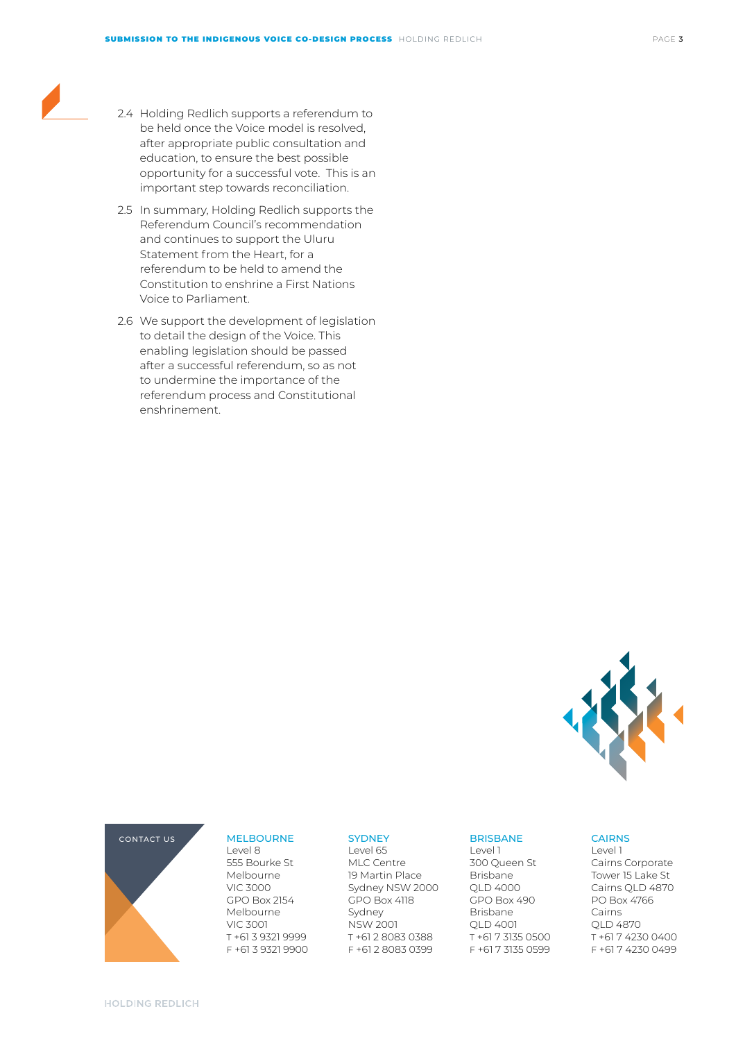2.4 Holding Redlich supports a referendum to be held once the Voice model is resolved, after appropriate public consultation and education, to ensure the best possible opportunity for a successful vote. This is an important step towards reconciliation.

2.5 In summary, Holding Redlich supports the Referendum Council's recommendation and continues to support the Uluru Statement from the Heart, for a referendum to be held to amend the Constitution to enshrine a First Nations Voice to Parliament.

2.6 We support the development of legislation to detail the design of the Voice. This enabling legislation should be passed after a successful referendum, so as not to undermine the importance of the referendum process and Constitutional enshrinement.

CONTACT US

**MELBOURNE**
Level 8
555 Bourke St
Melbourne
VIC 3000
GPO Box 2154
Melbourne
VIC 3001
T +61 3 9321 9999
F +61 3 9321 9900

**SYDNEY**
Level 65
MLC Centre
19 Martin Place
Sydney NSW 2000
GPO Box 4118
Sydney
NSW 2001
T +61 2 8083 0388
F +61 2 8083 0399

**BRISBANE**
Level 1
300 Queen St
Brisbane
QLD 4000
GPO Box 490
Brisbane
QLD 4001
T +61 7 3135 0500
F +61 7 3135 0599

**CAIRNS**
Level 1
Cairns Corporate
Tower 15 Lake St
Cairns QLD 4870
PO Box 4766
Cairns
QLD 4870
T +61 7 4230 0400
F +61 7 4230 0499

HOLDING REDLICH